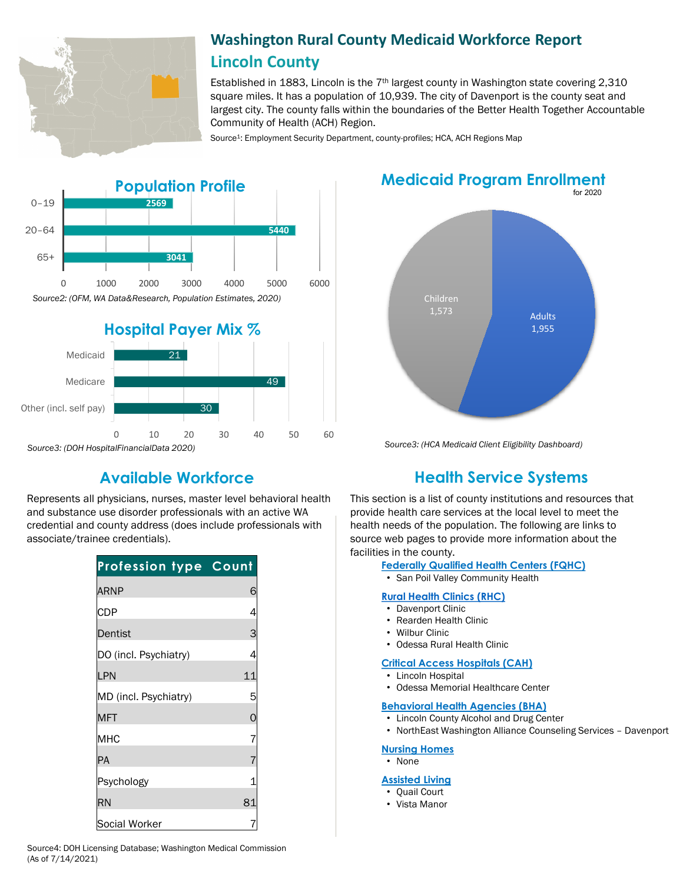# Washington Rural County Medicaid Workforce Report

## Lincoln County

Established in 1883, Lincoln is the 7th largest county in Washington state covering 2,310 square miles. It has a population of 10,939. The city of Davenport is the county seat and largest city. The county falls within the boundaries of the Better Health Together Accountable Community of Health (ACH) Region.

Source[1]: Employment Security Department, county-profiles; HCA, ACH Regions Map

## Population Profile

| Age | Population |
|---|---|
| 0–19 | 2569 |
| 20–64 | 5440 |
| 65+ | 3041 |

*Source2: (OFM, WA Data&Research, Population Estimates, 2020)*

## Hospital Payer Mix %

| Payer | % |
|---|---|
| Medicaid | 21 |
| Medicare | 49 |
| Other (incl. self pay) | 30 |

*Source3: (DOH HospitalFinancialData 2020)*

## Medicaid Program Enrollment

for 2020

| Group | Enrollment |
|---|---|
| Children | 1,573 |
| Adults | 1,955 |

*Source3: (HCA Medicaid Client Eligibility Dashboard)*

## Available Workforce

Represents all physicians, nurses, master level behavioral health and substance use disorder professionals with an active WA credential and county address (does include professionals with associate/trainee credentials).

| Profession type | Count |
|---|---|
| ARNP | 6 |
| CDP | 4 |
| Dentist | 3 |
| DO (incl. Psychiatry) | 4 |
| LPN | 11 |
| MD (incl. Psychiatry) | 5 |
| MFT | 0 |
| MHC | 7 |
| PA | 7 |
| Psychology | 1 |
| RN | 81 |
| Social Worker | 7 |

Source4: DOH Licensing Database; Washington Medical Commission (As of 7/14/2021)

## Health Service Systems

This section is a list of county institutions and resources that provide health care services at the local level to meet the health needs of the population. The following are links to source web pages to provide more information about the facilities in the county.

**Federally Qualified Health Centers (FQHC)**
- San Poil Valley Community Health

**Rural Health Clinics (RHC)**
- Davenport Clinic
- Rearden Health Clinic
- Wilbur Clinic
- Odessa Rural Health Clinic

**Critical Access Hospitals (CAH)**
- Lincoln Hospital
- Odessa Memorial Healthcare Center

**Behavioral Health Agencies (BHA)**
- Lincoln County Alcohol and Drug Center
- NorthEast Washington Alliance Counseling Services – Davenport

**Nursing Homes**
- None

**Assisted Living**
- Quail Court
- Vista Manor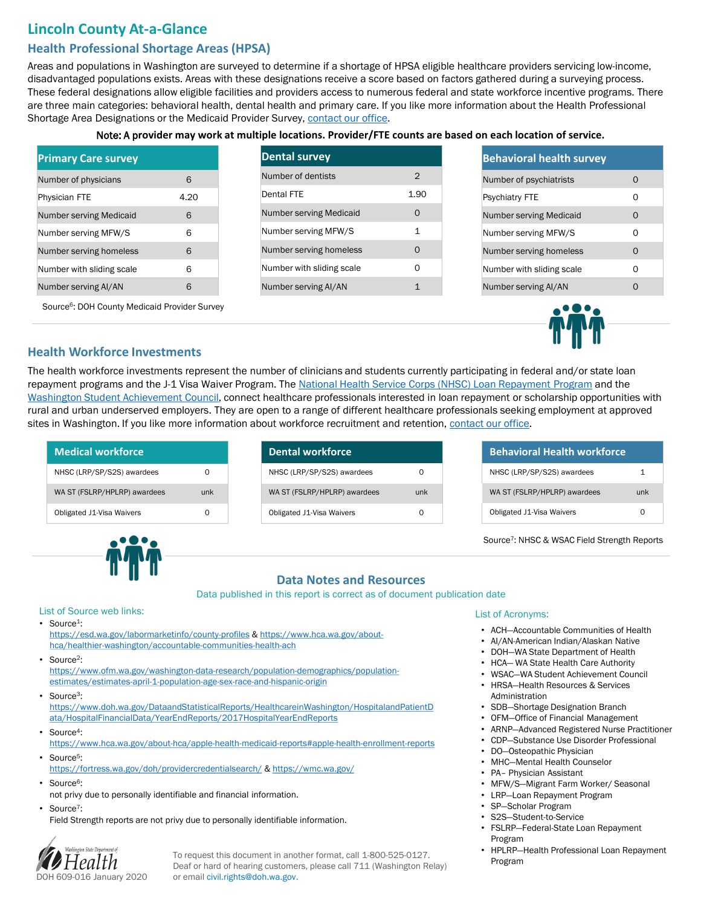# Lincoln County At-a-Glance

## Health Professional Shortage Areas (HPSA)

Areas and populations in Washington are surveyed to determine if a shortage of HPSA eligible healthcare providers servicing low-income, disadvantaged populations exists. Areas with these designations receive a score based on factors gathered during a surveying process. These federal designations allow eligible facilities and providers access to numerous federal and state workforce incentive programs. There are three main categories: behavioral health, dental health and primary care. If you like more information about the Health Professional Shortage Area Designations or the Medicaid Provider Survey, contact our office.

**Note: A provider may work at multiple locations. Provider/FTE counts are based on each location of service.**

| Primary Care survey | |
|---|---|
| Number of physicians | 6 |
| Physician FTE | 4.20 |
| Number serving Medicaid | 6 |
| Number serving MFW/S | 6 |
| Number serving homeless | 6 |
| Number with sliding scale | 6 |
| Number serving AI/AN | 6 |

| Dental survey | |
|---|---|
| Number of dentists | 2 |
| Dental FTE | 1.90 |
| Number serving Medicaid | 0 |
| Number serving MFW/S | 1 |
| Number serving homeless | 0 |
| Number with sliding scale | 0 |
| Number serving AI/AN | 1 |

| Behavioral health survey | |
|---|---|
| Number of psychiatrists | 0 |
| Psychiatry FTE | 0 |
| Number serving Medicaid | 0 |
| Number serving MFW/S | 0 |
| Number serving homeless | 0 |
| Number with sliding scale | 0 |
| Number serving AI/AN | 0 |

Source[6]: DOH County Medicaid Provider Survey

## Health Workforce Investments

The health workforce investments represent the number of clinicians and students currently participating in federal and/or state loan repayment programs and the J-1 Visa Waiver Program. The National Health Service Corps (NHSC) Loan Repayment Program and the Washington Student Achievement Council, connect healthcare professionals interested in loan repayment or scholarship opportunities with rural and urban underserved employers. They are open to a range of different healthcare professionals seeking employment at approved sites in Washington. If you like more information about workforce recruitment and retention, contact our office.

| Medical workforce | |
|---|---|
| NHSC (LRP/SP/S2S) awardees | 0 |
| WA ST (FSLRP/HPLRP) awardees | unk |
| Obligated J1-Visa Waivers | 0 |

| Dental workforce | |
|---|---|
| NHSC (LRP/SP/S2S) awardees | 0 |
| WA ST (FSLRP/HPLRP) awardees | unk |
| Obligated J1-Visa Waivers | 0 |

| Behavioral Health workforce | |
|---|---|
| NHSC (LRP/SP/S2S) awardees | 1 |
| WA ST (FSLRP/HPLRP) awardees | unk |
| Obligated J1-Visa Waivers | 0 |

Source[7]: NHSC & WSAC Field Strength Reports

## Data Notes and Resources

Data published in this report is correct as of document publication date

### List of Source web links:

- Source[1]: https://esd.wa.gov/labormarketinfo/county-profiles & https://www.hca.wa.gov/about-hca/healthier-washington/accountable-communities-health-ach
- Source[2]: https://www.ofm.wa.gov/washington-data-research/population-demographics/population-estimates/estimates-april-1-population-age-sex-race-and-hispanic-origin
- Source[3]: https://www.doh.wa.gov/DataandStatisticalReports/HealthcareinWashington/HospitalandPatientData/HospitalFinancialData/YearEndReports/2017HospitalYearEndReports
- Source[4]: https://www.hca.wa.gov/about-hca/apple-health-medicaid-reports#apple-health-enrollment-reports
- Source[5]: https://fortress.wa.gov/doh/providercredentialsearch/ & https://wmc.wa.gov/
- Source[6]: not privy due to personally identifiable and financial information.
- Source[7]: Field Strength reports are not privy due to personally identifiable information.

### List of Acronyms:

- ACH—Accountable Communities of Health
- AI/AN-American Indian/Alaskan Native
- DOH—WA State Department of Health
- HCA— WA State Health Care Authority
- WSAC—WA Student Achievement Council
- HRSA—Health Resources & Services Administration
- SDB—Shortage Designation Branch
- OFM—Office of Financial Management
- ARNP—Advanced Registered Nurse Practitioner
- CDP—Substance Use Disorder Professional
- DO—Osteopathic Physician
- MHC—Mental Health Counselor
- PA– Physician Assistant
- MFW/S—Migrant Farm Worker/ Seasonal
- LRP—Loan Repayment Program
- SP—Scholar Program
- S2S—Student-to-Service
- FSLRP—Federal-State Loan Repayment Program
- HPLRP—Health Professional Loan Repayment Program

Washington State Department of Health

DOH 609-016 January 2020

To request this document in another format, call 1-800-525-0127. Deaf or hard of hearing customers, please call 711 (Washington Relay) or email civil.rights@doh.wa.gov.